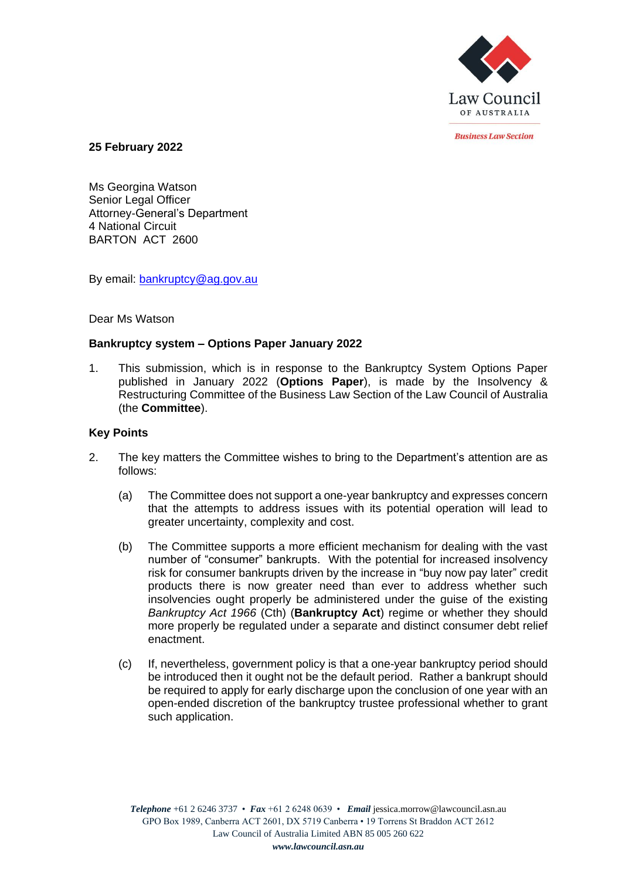Law Council OF AUSTRALIA

*Business Law Section*

**25 February 2022**

Ms Georgina Watson
Senior Legal Officer
Attorney-General's Department
4 National Circuit
BARTON ACT 2600

By email: bankruptcy@ag.gov.au

Dear Ms Watson

**Bankruptcy system – Options Paper January 2022**

1. This submission, which is in response to the Bankruptcy System Options Paper published in January 2022 (**Options Paper**), is made by the Insolvency & Restructuring Committee of the Business Law Section of the Law Council of Australia (the **Committee**).

**Key Points**

2. The key matters the Committee wishes to bring to the Department's attention are as follows:

   (a) The Committee does not support a one-year bankruptcy and expresses concern that the attempts to address issues with its potential operation will lead to greater uncertainty, complexity and cost.

   (b) The Committee supports a more efficient mechanism for dealing with the vast number of "consumer" bankrupts. With the potential for increased insolvency risk for consumer bankrupts driven by the increase in "buy now pay later" credit products there is now greater need than ever to address whether such insolvencies ought properly be administered under the guise of the existing *Bankruptcy Act 1966* (Cth) (**Bankruptcy Act**) regime or whether they should more properly be regulated under a separate and distinct consumer debt relief enactment.

   (c) If, nevertheless, government policy is that a one-year bankruptcy period should be introduced then it ought not be the default period. Rather a bankrupt should be required to apply for early discharge upon the conclusion of one year with an open-ended discretion of the bankruptcy trustee professional whether to grant such application.

*Telephone* +61 2 6246 3737 • *Fax* +61 2 6248 0639 • *Email* jessica.morrow@lawcouncil.asn.au
GPO Box 1989, Canberra ACT 2601, DX 5719 Canberra • 19 Torrens St Braddon ACT 2612
Law Council of Australia Limited ABN 85 005 260 622
***www.lawcouncil.asn.au***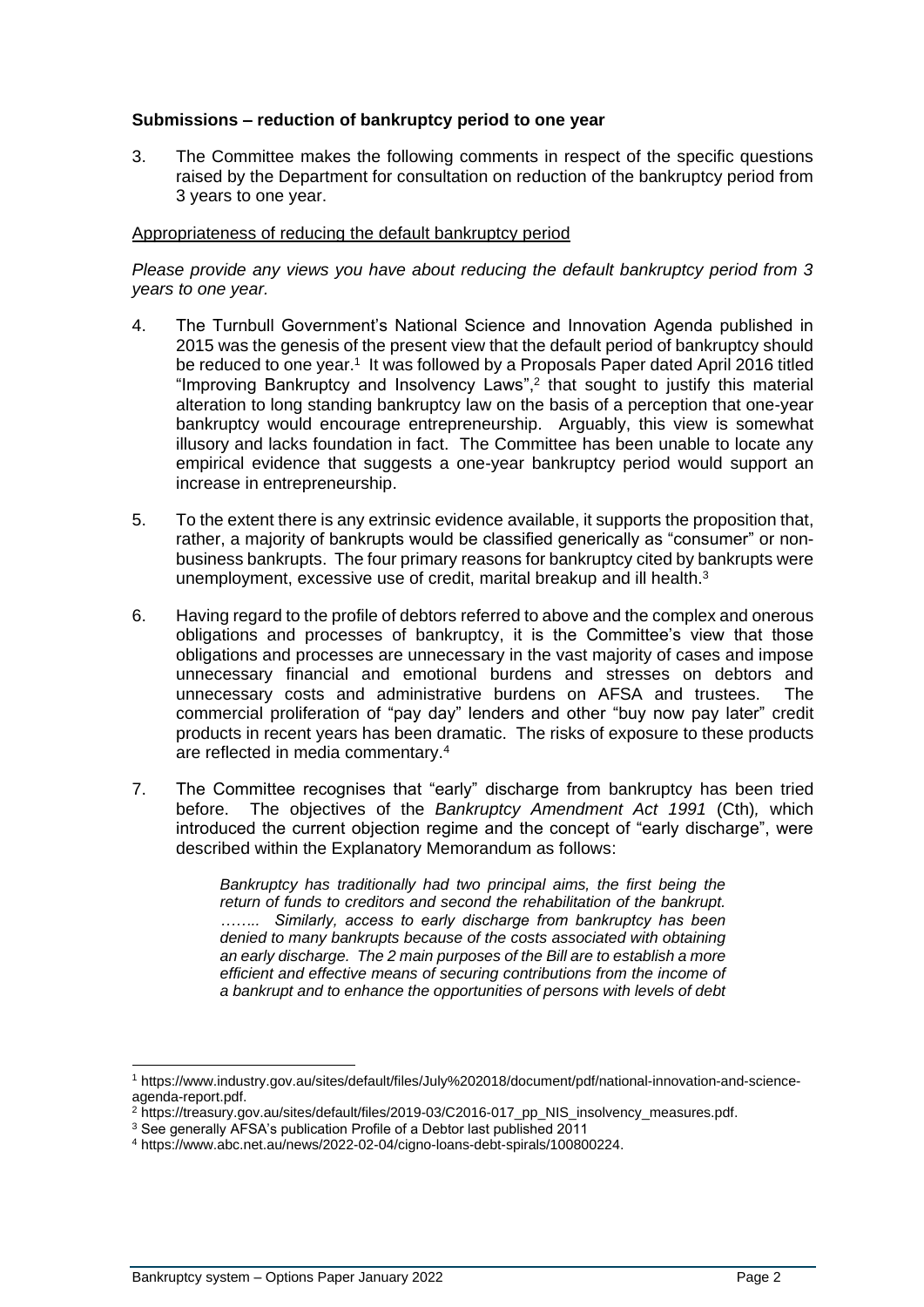**Submissions – reduction of bankruptcy period to one year**

3. The Committee makes the following comments in respect of the specific questions raised by the Department for consultation on reduction of the bankruptcy period from 3 years to one year.

Appropriateness of reducing the default bankruptcy period

*Please provide any views you have about reducing the default bankruptcy period from 3 years to one year.*

4. The Turnbull Government's National Science and Innovation Agenda published in 2015 was the genesis of the present view that the default period of bankruptcy should be reduced to one year.[1] It was followed by a Proposals Paper dated April 2016 titled "Improving Bankruptcy and Insolvency Laws",[2] that sought to justify this material alteration to long standing bankruptcy law on the basis of a perception that one-year bankruptcy would encourage entrepreneurship. Arguably, this view is somewhat illusory and lacks foundation in fact. The Committee has been unable to locate any empirical evidence that suggests a one-year bankruptcy period would support an increase in entrepreneurship.

5. To the extent there is any extrinsic evidence available, it supports the proposition that, rather, a majority of bankrupts would be classified generically as "consumer" or non-business bankrupts. The four primary reasons for bankruptcy cited by bankrupts were unemployment, excessive use of credit, marital breakup and ill health.[3]

6. Having regard to the profile of debtors referred to above and the complex and onerous obligations and processes of bankruptcy, it is the Committee's view that those obligations and processes are unnecessary in the vast majority of cases and impose unnecessary financial and emotional burdens and stresses on debtors and unnecessary costs and administrative burdens on AFSA and trustees. The commercial proliferation of "pay day" lenders and other "buy now pay later" credit products in recent years has been dramatic. The risks of exposure to these products are reflected in media commentary.[4]

7. The Committee recognises that "early" discharge from bankruptcy has been tried before. The objectives of the *Bankruptcy Amendment Act 1991* (Cth), which introduced the current objection regime and the concept of "early discharge", were described within the Explanatory Memorandum as follows:

> *Bankruptcy has traditionally had two principal aims, the first being the return of funds to creditors and second the rehabilitation of the bankrupt. …….. Similarly, access to early discharge from bankruptcy has been denied to many bankrupts because of the costs associated with obtaining an early discharge. The 2 main purposes of the Bill are to establish a more efficient and effective means of securing contributions from the income of a bankrupt and to enhance the opportunities of persons with levels of debt*

---

[1] https://www.industry.gov.au/sites/default/files/July%202018/document/pdf/national-innovation-and-science-agenda-report.pdf.

[2] https://treasury.gov.au/sites/default/files/2019-03/C2016-017_pp_NIS_insolvency_measures.pdf.

[3] See generally AFSA's publication Profile of a Debtor last published 2011

[4] https://www.abc.net.au/news/2022-02-04/cigno-loans-debt-spirals/100800224.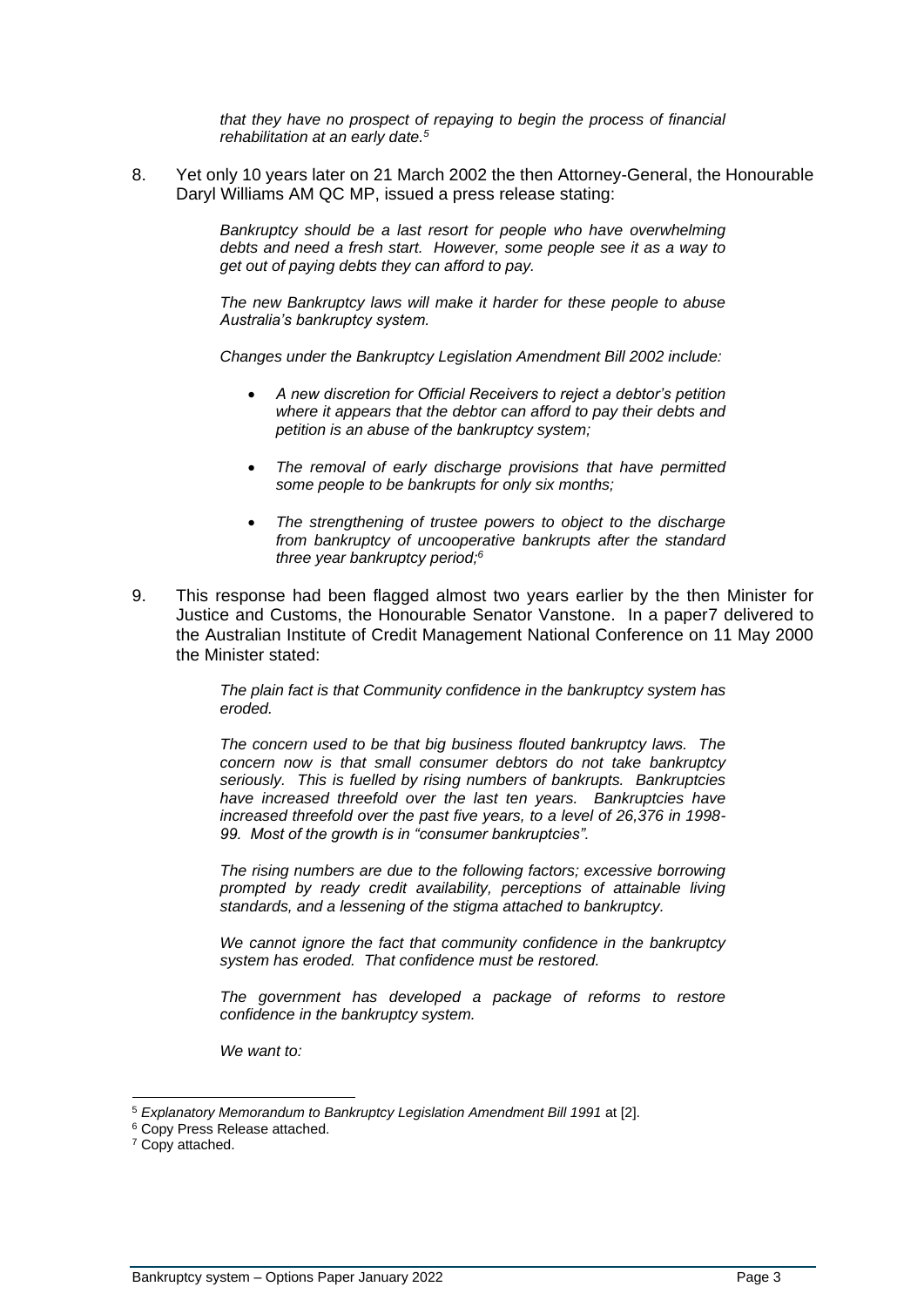> *that they have no prospect of repaying to begin the process of financial rehabilitation at an early date.*[5]

8. Yet only 10 years later on 21 March 2002 the then Attorney-General, the Honourable Daryl Williams AM QC MP, issued a press release stating:

> *Bankruptcy should be a last resort for people who have overwhelming debts and need a fresh start. However, some people see it as a way to get out of paying debts they can afford to pay.*
>
> *The new Bankruptcy laws will make it harder for these people to abuse Australia's bankruptcy system.*
>
> *Changes under the Bankruptcy Legislation Amendment Bill 2002 include:*
>
> - *A new discretion for Official Receivers to reject a debtor's petition where it appears that the debtor can afford to pay their debts and petition is an abuse of the bankruptcy system;*
> - *The removal of early discharge provisions that have permitted some people to be bankrupts for only six months;*
> - *The strengthening of trustee powers to object to the discharge from bankruptcy of uncooperative bankrupts after the standard three year bankruptcy period;*[6]

9. This response had been flagged almost two years earlier by the then Minister for Justice and Customs, the Honourable Senator Vanstone. In a paper7 delivered to the Australian Institute of Credit Management National Conference on 11 May 2000 the Minister stated:

> *The plain fact is that Community confidence in the bankruptcy system has eroded.*
>
> *The concern used to be that big business flouted bankruptcy laws. The concern now is that small consumer debtors do not take bankruptcy seriously. This is fuelled by rising numbers of bankrupts. Bankruptcies have increased threefold over the last ten years. Bankruptcies have increased threefold over the past five years, to a level of 26,376 in 1998-99. Most of the growth is in "consumer bankruptcies".*
>
> *The rising numbers are due to the following factors; excessive borrowing prompted by ready credit availability, perceptions of attainable living standards, and a lessening of the stigma attached to bankruptcy.*
>
> *We cannot ignore the fact that community confidence in the bankruptcy system has eroded. That confidence must be restored.*
>
> *The government has developed a package of reforms to restore confidence in the bankruptcy system.*
>
> *We want to:*

---

[5] *Explanatory Memorandum to Bankruptcy Legislation Amendment Bill 1991* at [2].

[6] Copy Press Release attached.

[7] Copy attached.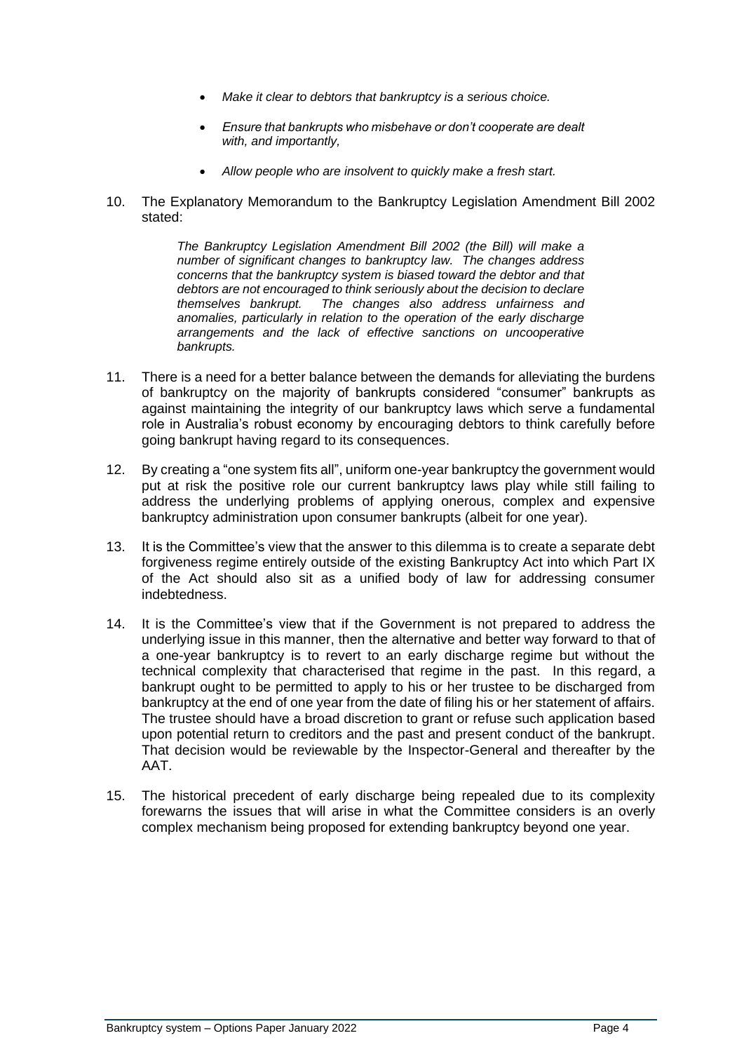- *Make it clear to debtors that bankruptcy is a serious choice.*
- *Ensure that bankrupts who misbehave or don't cooperate are dealt with, and importantly,*
- *Allow people who are insolvent to quickly make a fresh start.*

10. The Explanatory Memorandum to the Bankruptcy Legislation Amendment Bill 2002 stated:

    > *The Bankruptcy Legislation Amendment Bill 2002 (the Bill) will make a number of significant changes to bankruptcy law. The changes address concerns that the bankruptcy system is biased toward the debtor and that debtors are not encouraged to think seriously about the decision to declare themselves bankrupt. The changes also address unfairness and anomalies, particularly in relation to the operation of the early discharge arrangements and the lack of effective sanctions on uncooperative bankrupts.*

11. There is a need for a better balance between the demands for alleviating the burdens of bankruptcy on the majority of bankrupts considered "consumer" bankrupts as against maintaining the integrity of our bankruptcy laws which serve a fundamental role in Australia's robust economy by encouraging debtors to think carefully before going bankrupt having regard to its consequences.

12. By creating a "one system fits all", uniform one-year bankruptcy the government would put at risk the positive role our current bankruptcy laws play while still failing to address the underlying problems of applying onerous, complex and expensive bankruptcy administration upon consumer bankrupts (albeit for one year).

13. It is the Committee's view that the answer to this dilemma is to create a separate debt forgiveness regime entirely outside of the existing Bankruptcy Act into which Part IX of the Act should also sit as a unified body of law for addressing consumer indebtedness.

14. It is the Committee's view that if the Government is not prepared to address the underlying issue in this manner, then the alternative and better way forward to that of a one-year bankruptcy is to revert to an early discharge regime but without the technical complexity that characterised that regime in the past. In this regard, a bankrupt ought to be permitted to apply to his or her trustee to be discharged from bankruptcy at the end of one year from the date of filing his or her statement of affairs. The trustee should have a broad discretion to grant or refuse such application based upon potential return to creditors and the past and present conduct of the bankrupt. That decision would be reviewable by the Inspector-General and thereafter by the AAT.

15. The historical precedent of early discharge being repealed due to its complexity forewarns the issues that will arise in what the Committee considers is an overly complex mechanism being proposed for extending bankruptcy beyond one year.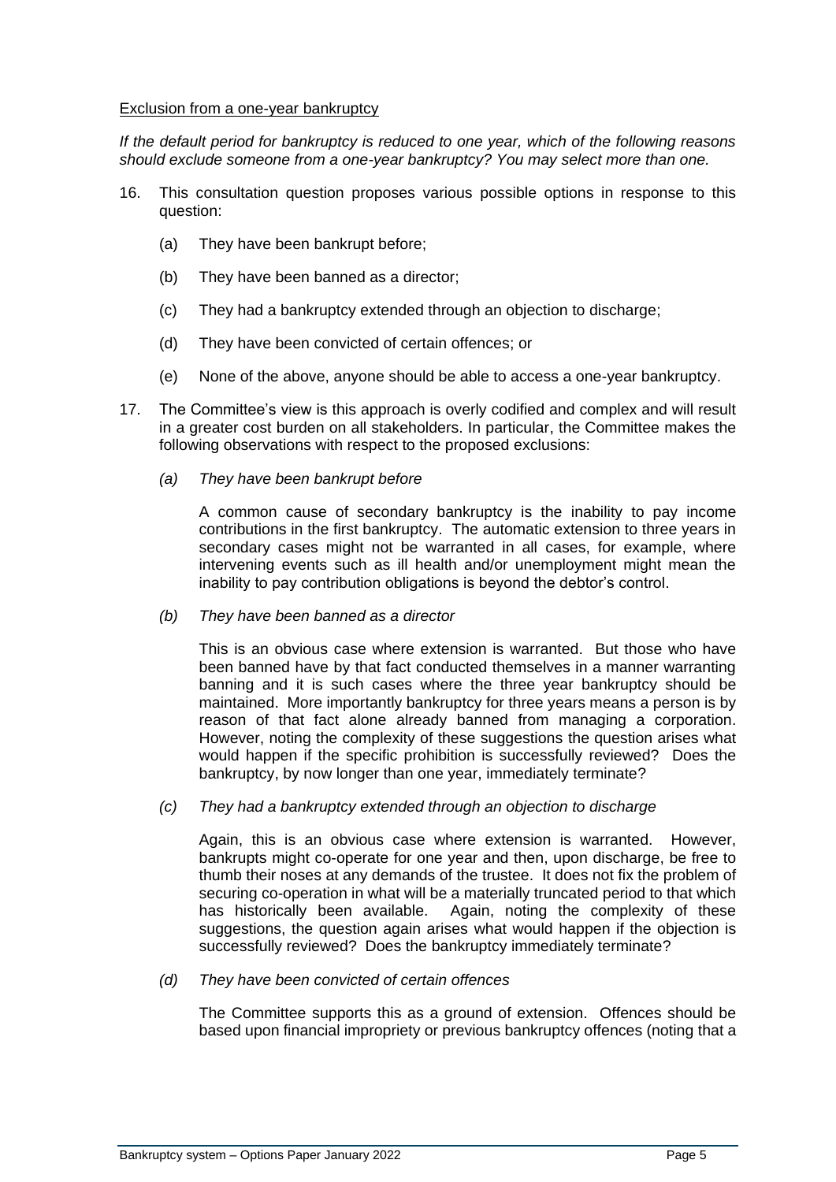<u>Exclusion from a one-year bankruptcy</u>

*If the default period for bankruptcy is reduced to one year, which of the following reasons should exclude someone from a one-year bankruptcy? You may select more than one.*

16. This consultation question proposes various possible options in response to this question:

    (a) They have been bankrupt before;

    (b) They have been banned as a director;

    (c) They had a bankruptcy extended through an objection to discharge;

    (d) They have been convicted of certain offences; or

    (e) None of the above, anyone should be able to access a one-year bankruptcy.

17. The Committee's view is this approach is overly codified and complex and will result in a greater cost burden on all stakeholders. In particular, the Committee makes the following observations with respect to the proposed exclusions:

    *(a) They have been bankrupt before*

    A common cause of secondary bankruptcy is the inability to pay income contributions in the first bankruptcy. The automatic extension to three years in secondary cases might not be warranted in all cases, for example, where intervening events such as ill health and/or unemployment might mean the inability to pay contribution obligations is beyond the debtor's control.

    *(b) They have been banned as a director*

    This is an obvious case where extension is warranted. But those who have been banned have by that fact conducted themselves in a manner warranting banning and it is such cases where the three year bankruptcy should be maintained. More importantly bankruptcy for three years means a person is by reason of that fact alone already banned from managing a corporation. However, noting the complexity of these suggestions the question arises what would happen if the specific prohibition is successfully reviewed? Does the bankruptcy, by now longer than one year, immediately terminate?

    *(c) They had a bankruptcy extended through an objection to discharge*

    Again, this is an obvious case where extension is warranted. However, bankrupts might co-operate for one year and then, upon discharge, be free to thumb their noses at any demands of the trustee. It does not fix the problem of securing co-operation in what will be a materially truncated period to that which has historically been available. Again, noting the complexity of these suggestions, the question again arises what would happen if the objection is successfully reviewed? Does the bankruptcy immediately terminate?

    *(d) They have been convicted of certain offences*

    The Committee supports this as a ground of extension. Offences should be based upon financial impropriety or previous bankruptcy offences (noting that a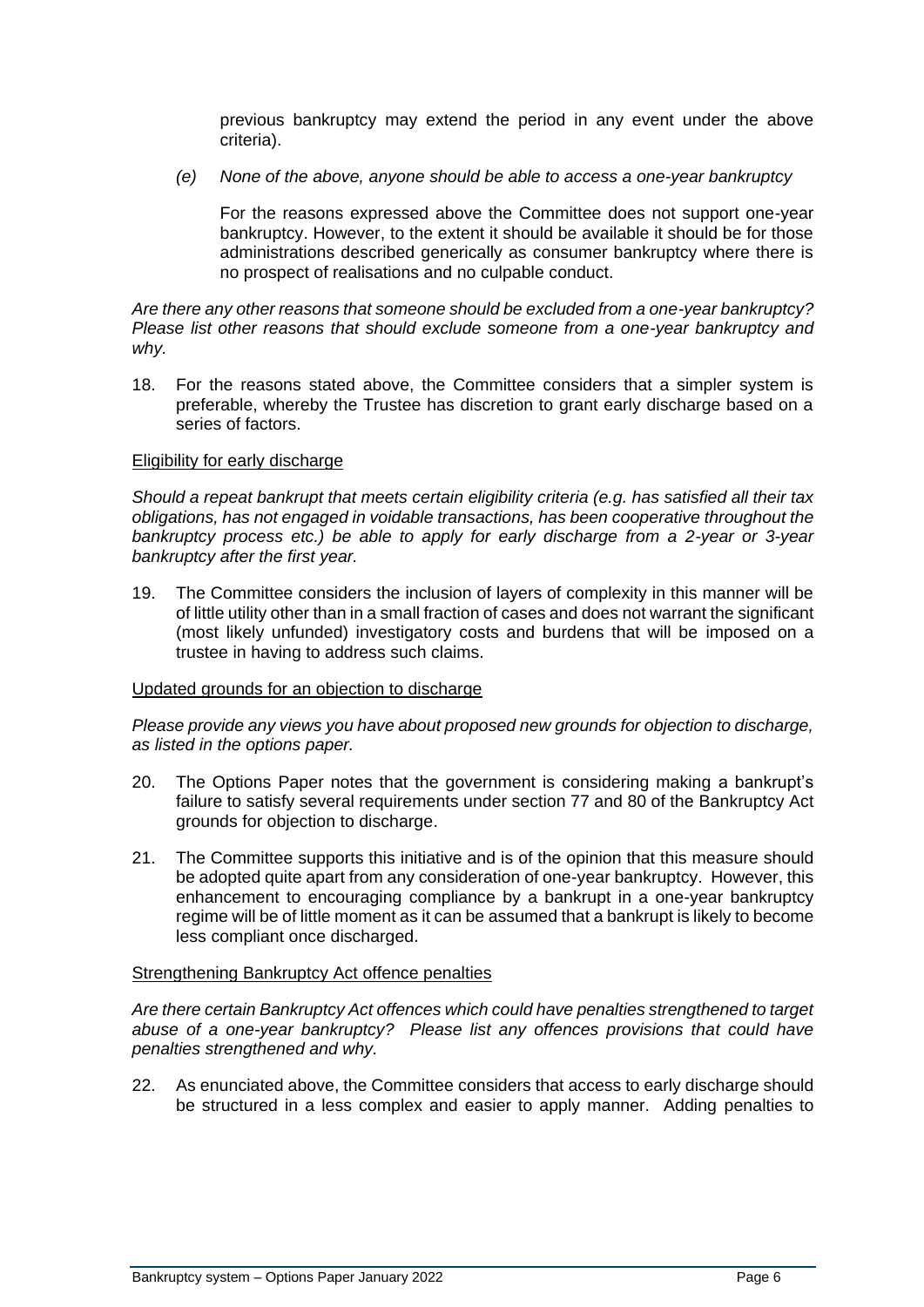previous bankruptcy may extend the period in any event under the above criteria).

*(e) None of the above, anyone should be able to access a one-year bankruptcy*

For the reasons expressed above the Committee does not support one-year bankruptcy. However, to the extent it should be available it should be for those administrations described generically as consumer bankruptcy where there is no prospect of realisations and no culpable conduct.

*Are there any other reasons that someone should be excluded from a one-year bankruptcy? Please list other reasons that should exclude someone from a one-year bankruptcy and why.*

18. For the reasons stated above, the Committee considers that a simpler system is preferable, whereby the Trustee has discretion to grant early discharge based on a series of factors.

<u>Eligibility for early discharge</u>

*Should a repeat bankrupt that meets certain eligibility criteria (e.g. has satisfied all their tax obligations, has not engaged in voidable transactions, has been cooperative throughout the bankruptcy process etc.) be able to apply for early discharge from a 2-year or 3-year bankruptcy after the first year.*

19. The Committee considers the inclusion of layers of complexity in this manner will be of little utility other than in a small fraction of cases and does not warrant the significant (most likely unfunded) investigatory costs and burdens that will be imposed on a trustee in having to address such claims.

<u>Updated grounds for an objection to discharge</u>

*Please provide any views you have about proposed new grounds for objection to discharge, as listed in the options paper.*

20. The Options Paper notes that the government is considering making a bankrupt's failure to satisfy several requirements under section 77 and 80 of the Bankruptcy Act grounds for objection to discharge.

21. The Committee supports this initiative and is of the opinion that this measure should be adopted quite apart from any consideration of one-year bankruptcy. However, this enhancement to encouraging compliance by a bankrupt in a one-year bankruptcy regime will be of little moment as it can be assumed that a bankrupt is likely to become less compliant once discharged.

<u>Strengthening Bankruptcy Act offence penalties</u>

*Are there certain Bankruptcy Act offences which could have penalties strengthened to target abuse of a one-year bankruptcy? Please list any offences provisions that could have penalties strengthened and why.*

22. As enunciated above, the Committee considers that access to early discharge should be structured in a less complex and easier to apply manner. Adding penalties to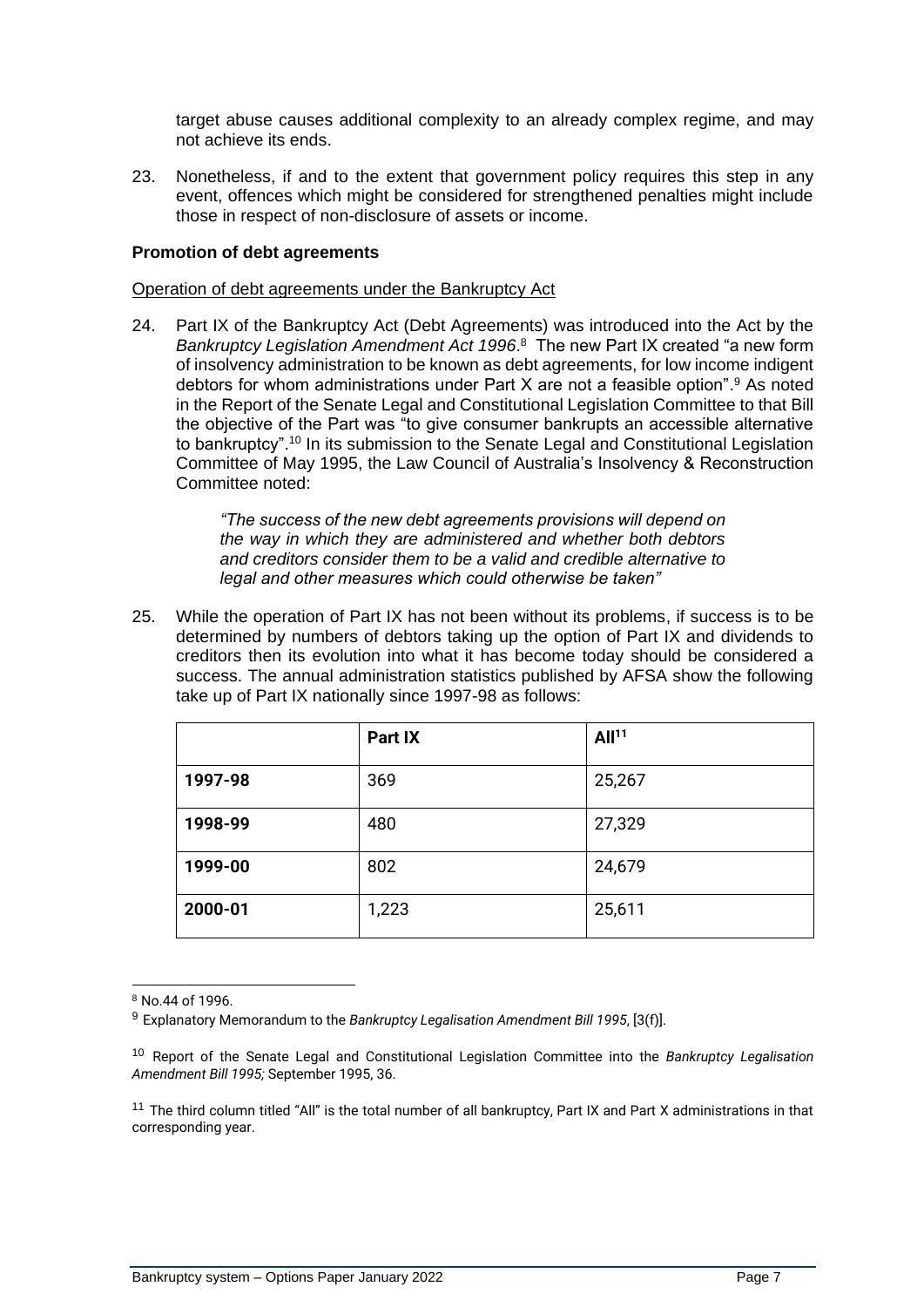target abuse causes additional complexity to an already complex regime, and may not achieve its ends.

23. Nonetheless, if and to the extent that government policy requires this step in any event, offences which might be considered for strengthened penalties might include those in respect of non-disclosure of assets or income.

**Promotion of debt agreements**

Operation of debt agreements under the Bankruptcy Act

24. Part IX of the Bankruptcy Act (Debt Agreements) was introduced into the Act by the *Bankruptcy Legislation Amendment Act 1996*.[8] The new Part IX created "a new form of insolvency administration to be known as debt agreements, for low income indigent debtors for whom administrations under Part X are not a feasible option".[9] As noted in the Report of the Senate Legal and Constitutional Legislation Committee to that Bill the objective of the Part was "to give consumer bankrupts an accessible alternative to bankruptcy".[10] In its submission to the Senate Legal and Constitutional Legislation Committee of May 1995, the Law Council of Australia's Insolvency & Reconstruction Committee noted:

> *"The success of the new debt agreements provisions will depend on the way in which they are administered and whether both debtors and creditors consider them to be a valid and credible alternative to legal and other measures which could otherwise be taken"*

25. While the operation of Part IX has not been without its problems, if success is to be determined by numbers of debtors taking up the option of Part IX and dividends to creditors then its evolution into what it has become today should be considered a success. The annual administration statistics published by AFSA show the following take up of Part IX nationally since 1997-98 as follows:

| | **Part IX** | **All[11]** |
|---|---|---|
| **1997-98** | 369 | 25,267 |
| **1998-99** | 480 | 27,329 |
| **1999-00** | 802 | 24,679 |
| **2000-01** | 1,223 | 25,611 |

[8] No.44 of 1996.

[9] Explanatory Memorandum to the *Bankruptcy Legalisation Amendment Bill 1995*, [3(f)].

[10] Report of the Senate Legal and Constitutional Legislation Committee into the *Bankruptcy Legalisation Amendment Bill 1995;* September 1995, 36.

[11] The third column titled "All" is the total number of all bankruptcy, Part IX and Part X administrations in that corresponding year.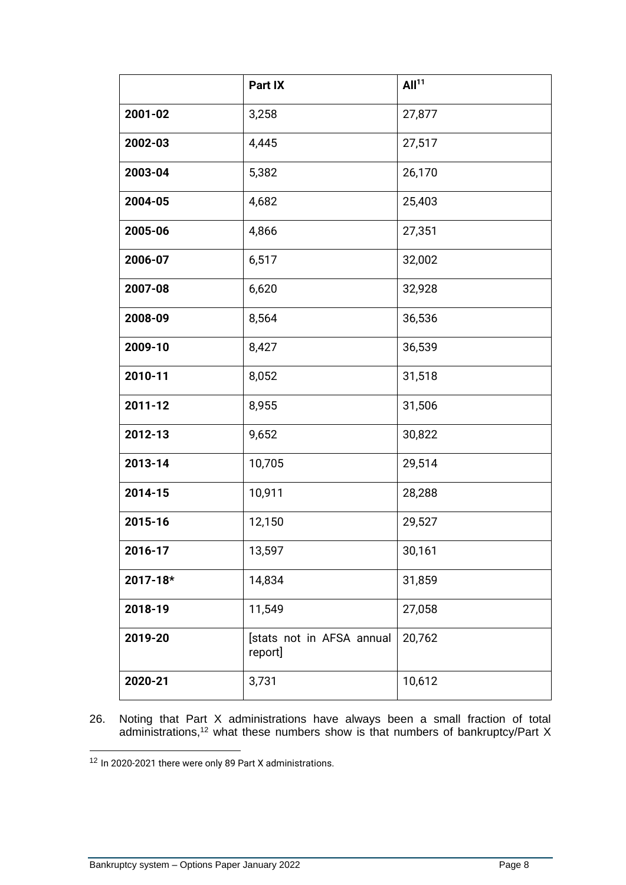| | Part IX | All[11] |
|---|---|---|
| 2001-02 | 3,258 | 27,877 |
| 2002-03 | 4,445 | 27,517 |
| 2003-04 | 5,382 | 26,170 |
| 2004-05 | 4,682 | 25,403 |
| 2005-06 | 4,866 | 27,351 |
| 2006-07 | 6,517 | 32,002 |
| 2007-08 | 6,620 | 32,928 |
| 2008-09 | 8,564 | 36,536 |
| 2009-10 | 8,427 | 36,539 |
| 2010-11 | 8,052 | 31,518 |
| 2011-12 | 8,955 | 31,506 |
| 2012-13 | 9,652 | 30,822 |
| 2013-14 | 10,705 | 29,514 |
| 2014-15 | 10,911 | 28,288 |
| 2015-16 | 12,150 | 29,527 |
| 2016-17 | 13,597 | 30,161 |
| 2017-18* | 14,834 | 31,859 |
| 2018-19 | 11,549 | 27,058 |
| 2019-20 | [stats not in AFSA annual report] | 20,762 |
| 2020-21 | 3,731 | 10,612 |

26. Noting that Part X administrations have always been a small fraction of total administrations,[12] what these numbers show is that numbers of bankruptcy/Part X

[12] In 2020-2021 there were only 89 Part X administrations.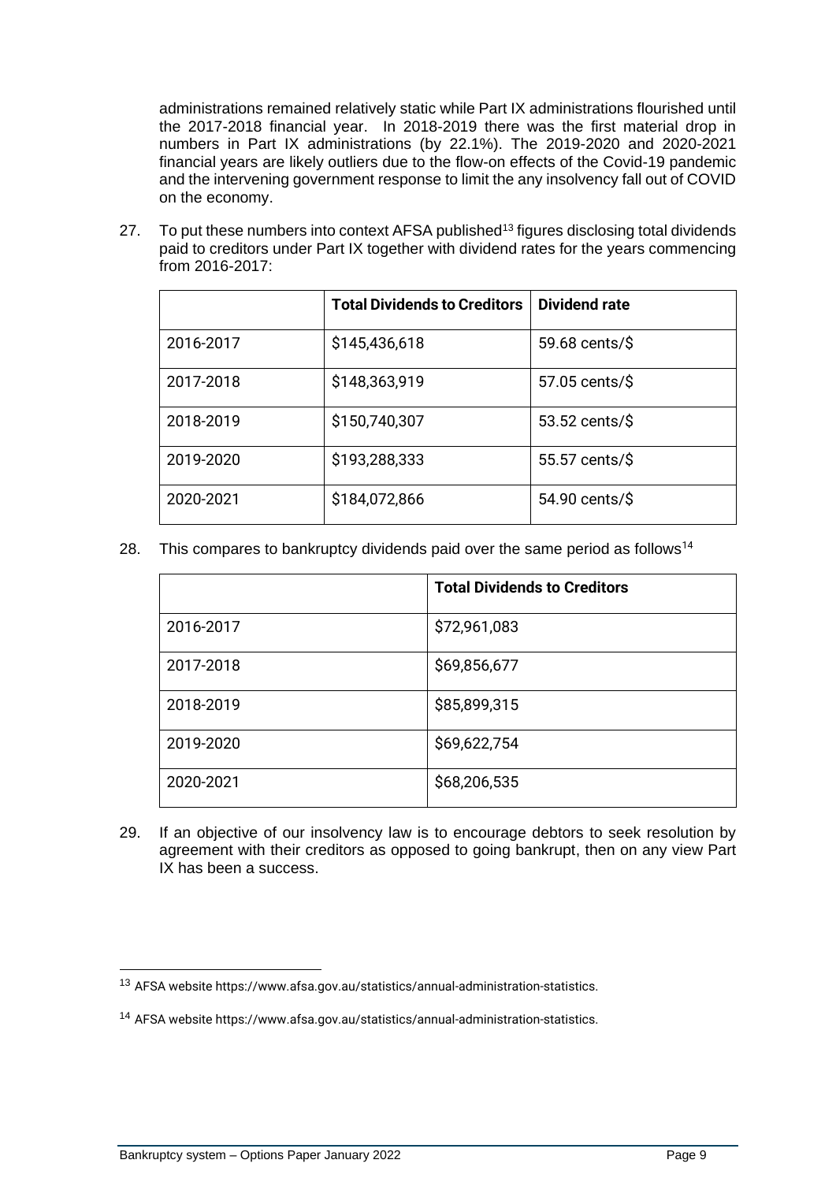administrations remained relatively static while Part IX administrations flourished until the 2017-2018 financial year. In 2018-2019 there was the first material drop in numbers in Part IX administrations (by 22.1%). The 2019-2020 and 2020-2021 financial years are likely outliers due to the flow-on effects of the Covid-19 pandemic and the intervening government response to limit the any insolvency fall out of COVID on the economy.

27. To put these numbers into context AFSA published[13] figures disclosing total dividends paid to creditors under Part IX together with dividend rates for the years commencing from 2016-2017:

| | **Total Dividends to Creditors** | **Dividend rate** |
|---|---|---|
| 2016-2017 | $145,436,618 | 59.68 cents/$ |
| 2017-2018 | $148,363,919 | 57.05 cents/$ |
| 2018-2019 | $150,740,307 | 53.52 cents/$ |
| 2019-2020 | $193,288,333 | 55.57 cents/$ |
| 2020-2021 | $184,072,866 | 54.90 cents/$ |

28. This compares to bankruptcy dividends paid over the same period as follows[14]

| | **Total Dividends to Creditors** |
|---|---|
| 2016-2017 | $72,961,083 |
| 2017-2018 | $69,856,677 |
| 2018-2019 | $85,899,315 |
| 2019-2020 | $69,622,754 |
| 2020-2021 | $68,206,535 |

29. If an objective of our insolvency law is to encourage debtors to seek resolution by agreement with their creditors as opposed to going bankrupt, then on any view Part IX has been a success.

---

[13] AFSA website https://www.afsa.gov.au/statistics/annual-administration-statistics.

[14] AFSA website https://www.afsa.gov.au/statistics/annual-administration-statistics.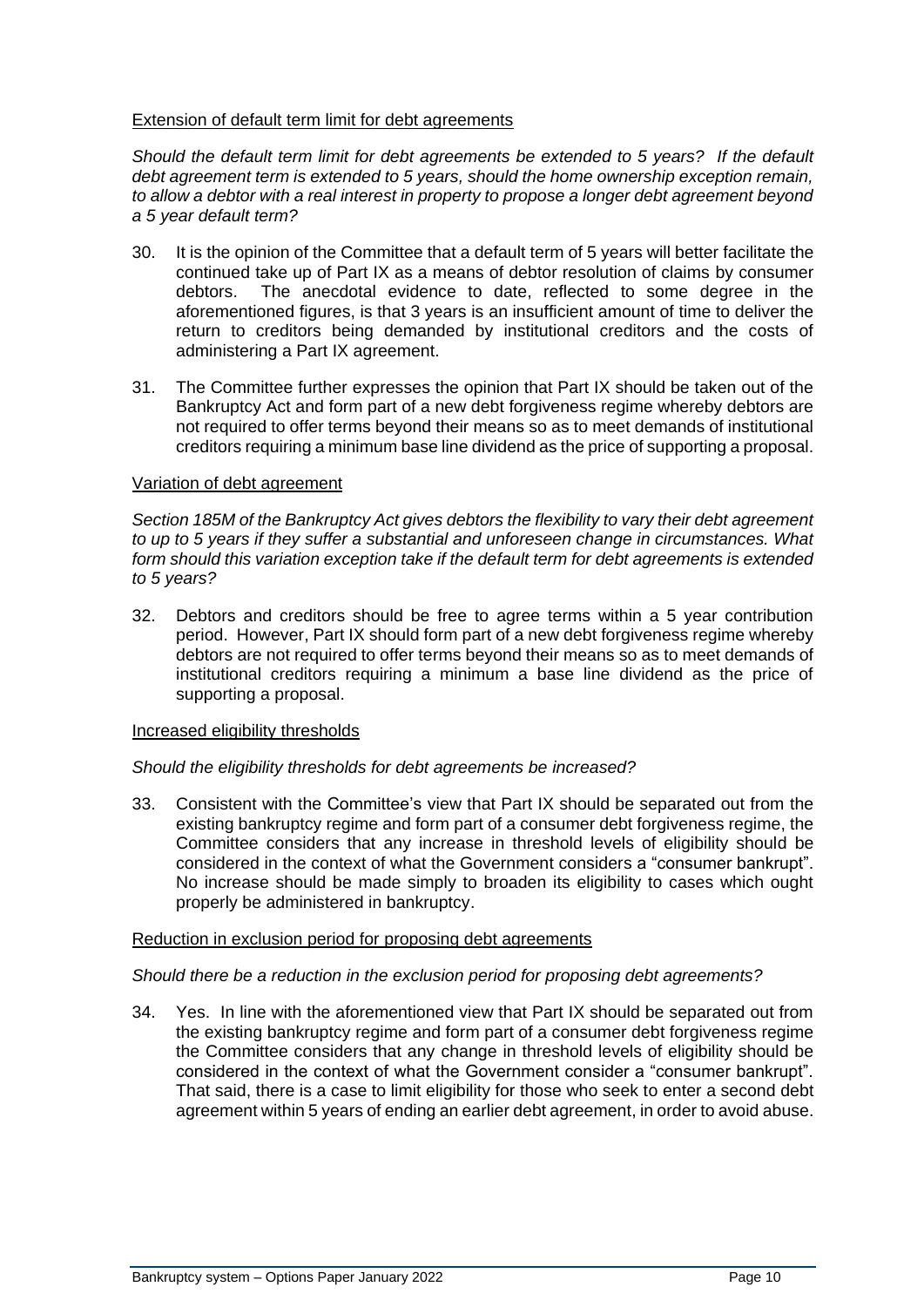Extension of default term limit for debt agreements

*Should the default term limit for debt agreements be extended to 5 years? If the default debt agreement term is extended to 5 years, should the home ownership exception remain, to allow a debtor with a real interest in property to propose a longer debt agreement beyond a 5 year default term?*

30. It is the opinion of the Committee that a default term of 5 years will better facilitate the continued take up of Part IX as a means of debtor resolution of claims by consumer debtors. The anecdotal evidence to date, reflected to some degree in the aforementioned figures, is that 3 years is an insufficient amount of time to deliver the return to creditors being demanded by institutional creditors and the costs of administering a Part IX agreement.

31. The Committee further expresses the opinion that Part IX should be taken out of the Bankruptcy Act and form part of a new debt forgiveness regime whereby debtors are not required to offer terms beyond their means so as to meet demands of institutional creditors requiring a minimum base line dividend as the price of supporting a proposal.

Variation of debt agreement

*Section 185M of the Bankruptcy Act gives debtors the flexibility to vary their debt agreement to up to 5 years if they suffer a substantial and unforeseen change in circumstances. What form should this variation exception take if the default term for debt agreements is extended to 5 years?*

32. Debtors and creditors should be free to agree terms within a 5 year contribution period. However, Part IX should form part of a new debt forgiveness regime whereby debtors are not required to offer terms beyond their means so as to meet demands of institutional creditors requiring a minimum a base line dividend as the price of supporting a proposal.

Increased eligibility thresholds

*Should the eligibility thresholds for debt agreements be increased?*

33. Consistent with the Committee's view that Part IX should be separated out from the existing bankruptcy regime and form part of a consumer debt forgiveness regime, the Committee considers that any increase in threshold levels of eligibility should be considered in the context of what the Government considers a "consumer bankrupt". No increase should be made simply to broaden its eligibility to cases which ought properly be administered in bankruptcy.

Reduction in exclusion period for proposing debt agreements

*Should there be a reduction in the exclusion period for proposing debt agreements?*

34. Yes. In line with the aforementioned view that Part IX should be separated out from the existing bankruptcy regime and form part of a consumer debt forgiveness regime the Committee considers that any change in threshold levels of eligibility should be considered in the context of what the Government consider a "consumer bankrupt". That said, there is a case to limit eligibility for those who seek to enter a second debt agreement within 5 years of ending an earlier debt agreement, in order to avoid abuse.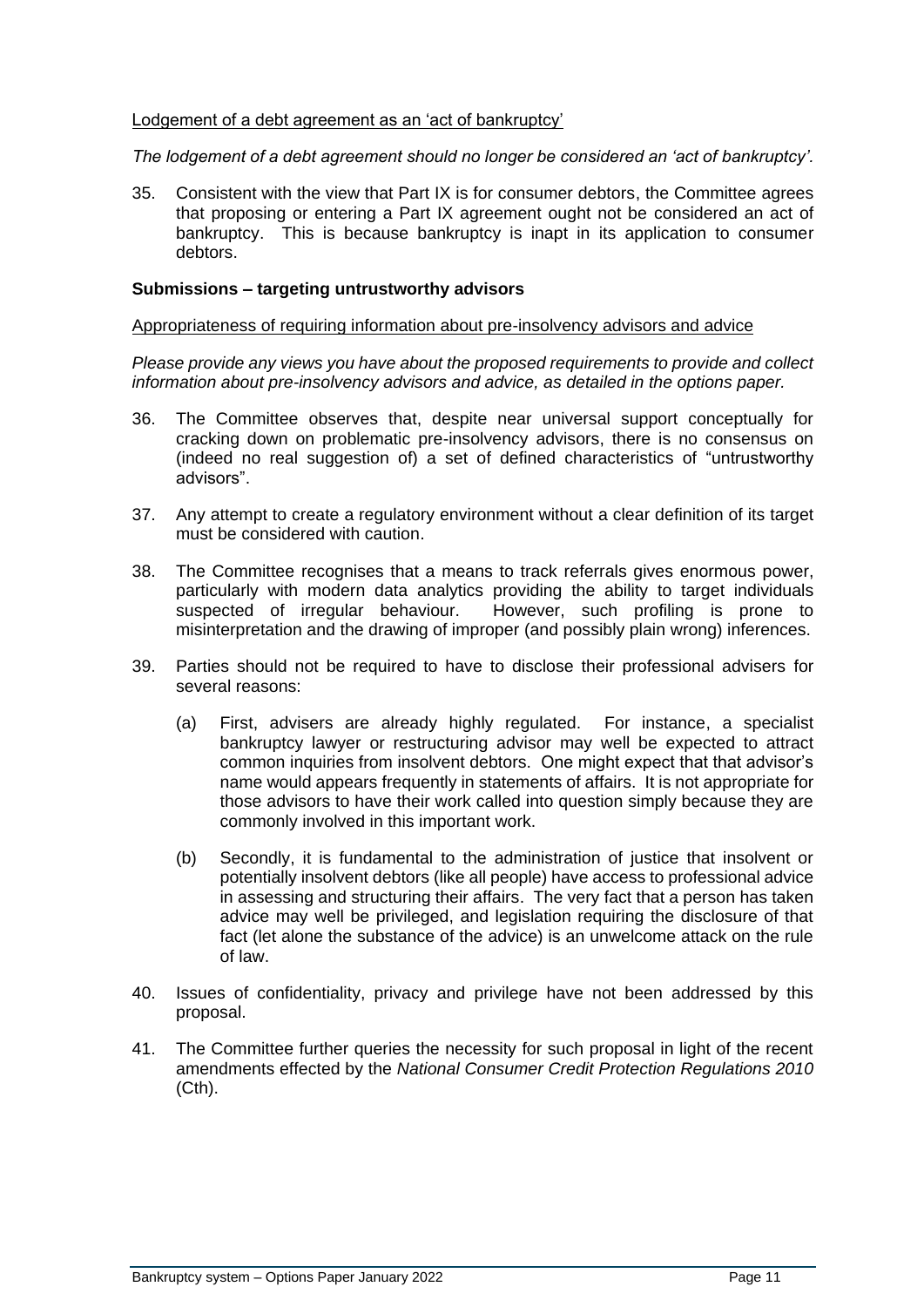Lodgement of a debt agreement as an 'act of bankruptcy'

*The lodgement of a debt agreement should no longer be considered an 'act of bankruptcy'.*

35. Consistent with the view that Part IX is for consumer debtors, the Committee agrees that proposing or entering a Part IX agreement ought not be considered an act of bankruptcy. This is because bankruptcy is inapt in its application to consumer debtors.

**Submissions – targeting untrustworthy advisors**

Appropriateness of requiring information about pre-insolvency advisors and advice

*Please provide any views you have about the proposed requirements to provide and collect information about pre-insolvency advisors and advice, as detailed in the options paper.*

36. The Committee observes that, despite near universal support conceptually for cracking down on problematic pre-insolvency advisors, there is no consensus on (indeed no real suggestion of) a set of defined characteristics of "untrustworthy advisors".

37. Any attempt to create a regulatory environment without a clear definition of its target must be considered with caution.

38. The Committee recognises that a means to track referrals gives enormous power, particularly with modern data analytics providing the ability to target individuals suspected of irregular behaviour. However, such profiling is prone to misinterpretation and the drawing of improper (and possibly plain wrong) inferences.

39. Parties should not be required to have to disclose their professional advisers for several reasons:

    (a) First, advisers are already highly regulated. For instance, a specialist bankruptcy lawyer or restructuring advisor may well be expected to attract common inquiries from insolvent debtors. One might expect that that advisor's name would appears frequently in statements of affairs. It is not appropriate for those advisors to have their work called into question simply because they are commonly involved in this important work.

    (b) Secondly, it is fundamental to the administration of justice that insolvent or potentially insolvent debtors (like all people) have access to professional advice in assessing and structuring their affairs. The very fact that a person has taken advice may well be privileged, and legislation requiring the disclosure of that fact (let alone the substance of the advice) is an unwelcome attack on the rule of law.

40. Issues of confidentiality, privacy and privilege have not been addressed by this proposal.

41. The Committee further queries the necessity for such proposal in light of the recent amendments effected by the *National Consumer Credit Protection Regulations 2010* (Cth).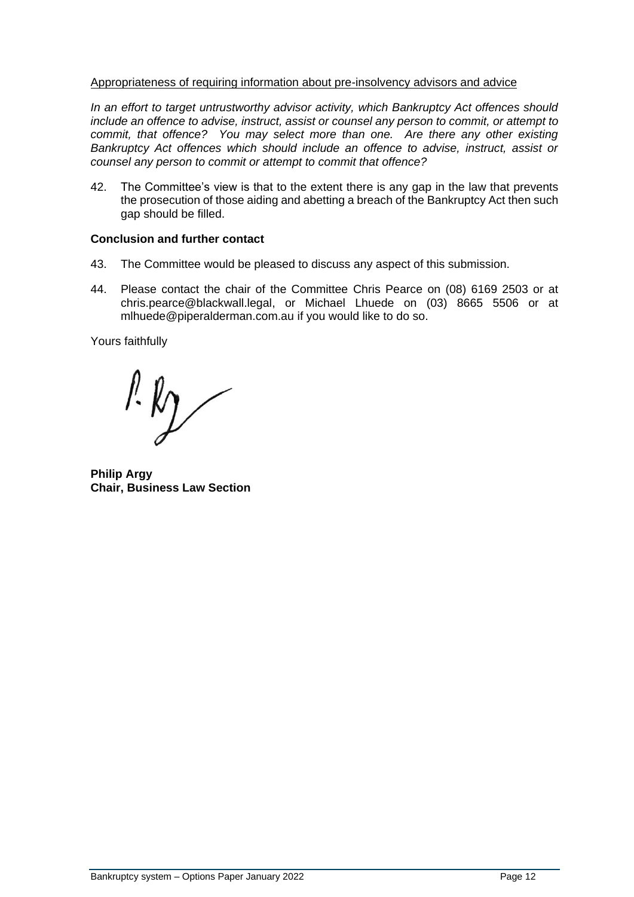Appropriateness of requiring information about pre-insolvency advisors and advice

*In an effort to target untrustworthy advisor activity, which Bankruptcy Act offences should include an offence to advise, instruct, assist or counsel any person to commit, or attempt to commit, that offence? You may select more than one. Are there any other existing Bankruptcy Act offences which should include an offence to advise, instruct, assist or counsel any person to commit or attempt to commit that offence?*

42. The Committee's view is that to the extent there is any gap in the law that prevents the prosecution of those aiding and abetting a breach of the Bankruptcy Act then such gap should be filled.

**Conclusion and further contact**

43. The Committee would be pleased to discuss any aspect of this submission.

44. Please contact the chair of the Committee Chris Pearce on (08) 6169 2503 or at chris.pearce@blackwall.legal, or Michael Lhuede on (03) 8665 5506 or at mlhuede@piperalderman.com.au if you would like to do so.

Yours faithfully

**Philip Argy**
**Chair, Business Law Section**